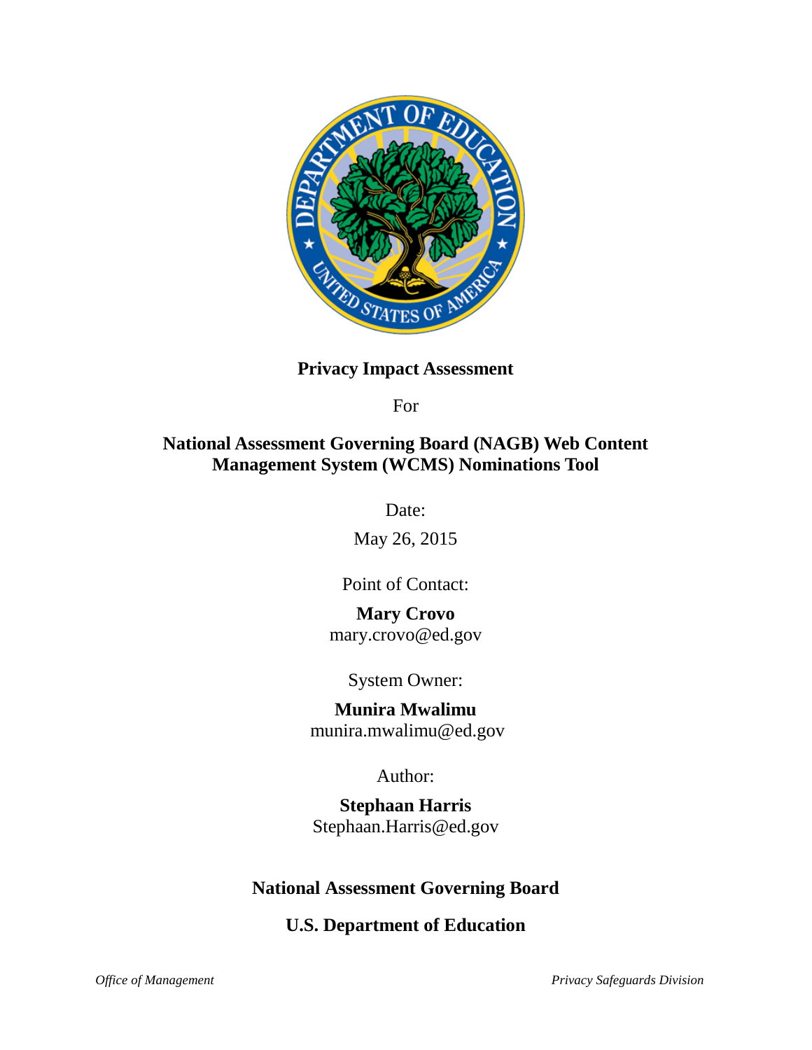# Privacy Impact Assessment

For

## National Assessment Governing Board (NAGB) Web Content Management System (WCMS) Nominations Tool

Date:

May 26, 2015

Point of Contact:

**Mary Crovo**
mary.crovo@ed.gov

System Owner:

**Munira Mwalimu**
munira.mwalimu@ed.gov

Author:

**Stephaan Harris**
Stephaan.Harris@ed.gov

**National Assessment Governing Board**

**U.S. Department of Education**

*Office of Management* *Privacy Safeguards Division*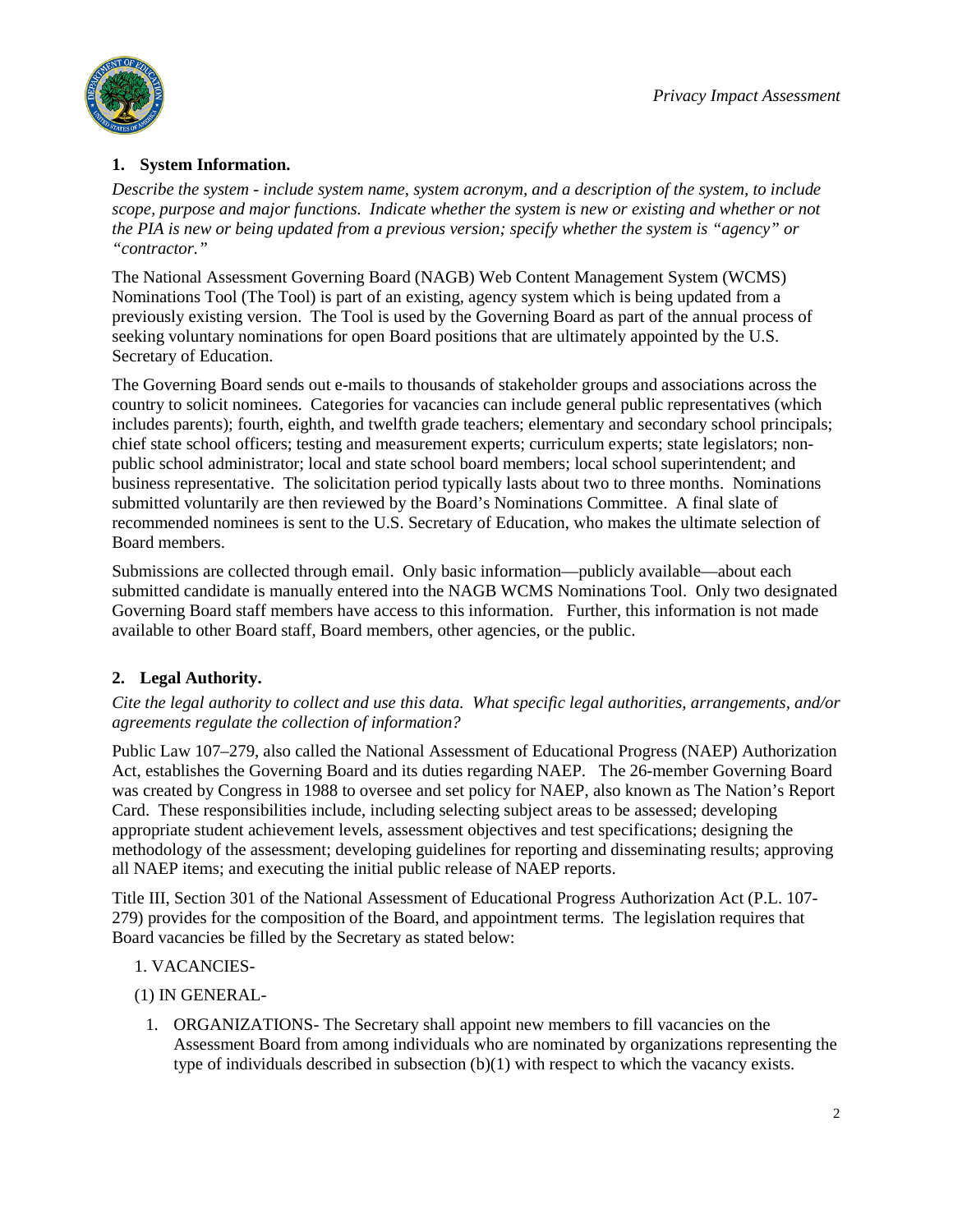## 1. System Information.

*Describe the system - include system name, system acronym, and a description of the system, to include scope, purpose and major functions. Indicate whether the system is new or existing and whether or not the PIA is new or being updated from a previous version; specify whether the system is "agency" or "contractor."*

The National Assessment Governing Board (NAGB) Web Content Management System (WCMS) Nominations Tool (The Tool) is part of an existing, agency system which is being updated from a previously existing version. The Tool is used by the Governing Board as part of the annual process of seeking voluntary nominations for open Board positions that are ultimately appointed by the U.S. Secretary of Education.

The Governing Board sends out e-mails to thousands of stakeholder groups and associations across the country to solicit nominees. Categories for vacancies can include general public representatives (which includes parents); fourth, eighth, and twelfth grade teachers; elementary and secondary school principals; chief state school officers; testing and measurement experts; curriculum experts; state legislators; non-public school administrator; local and state school board members; local school superintendent; and business representative. The solicitation period typically lasts about two to three months. Nominations submitted voluntarily are then reviewed by the Board's Nominations Committee. A final slate of recommended nominees is sent to the U.S. Secretary of Education, who makes the ultimate selection of Board members.

Submissions are collected through email. Only basic information—publicly available—about each submitted candidate is manually entered into the NAGB WCMS Nominations Tool. Only two designated Governing Board staff members have access to this information. Further, this information is not made available to other Board staff, Board members, other agencies, or the public.

## 2. Legal Authority.

*Cite the legal authority to collect and use this data. What specific legal authorities, arrangements, and/or agreements regulate the collection of information?*

Public Law 107–279, also called the National Assessment of Educational Progress (NAEP) Authorization Act, establishes the Governing Board and its duties regarding NAEP. The 26-member Governing Board was created by Congress in 1988 to oversee and set policy for NAEP, also known as The Nation's Report Card. These responsibilities include, including selecting subject areas to be assessed; developing appropriate student achievement levels, assessment objectives and test specifications; designing the methodology of the assessment; developing guidelines for reporting and disseminating results; approving all NAEP items; and executing the initial public release of NAEP reports.

Title III, Section 301 of the National Assessment of Educational Progress Authorization Act (P.L. 107-279) provides for the composition of the Board, and appointment terms. The legislation requires that Board vacancies be filled by the Secretary as stated below:

1. VACANCIES-

(1) IN GENERAL-

1. ORGANIZATIONS- The Secretary shall appoint new members to fill vacancies on the Assessment Board from among individuals who are nominated by organizations representing the type of individuals described in subsection (b)(1) with respect to which the vacancy exists.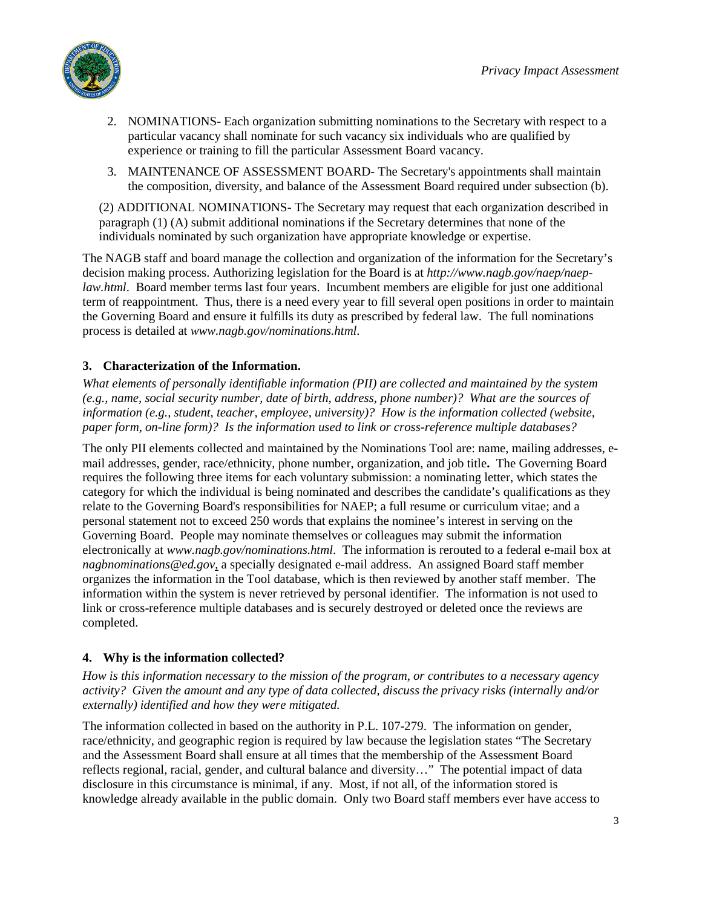2. NOMINATIONS- Each organization submitting nominations to the Secretary with respect to a particular vacancy shall nominate for such vacancy six individuals who are qualified by experience or training to fill the particular Assessment Board vacancy.
3. MAINTENANCE OF ASSESSMENT BOARD- The Secretary's appointments shall maintain the composition, diversity, and balance of the Assessment Board required under subsection (b).

(2) ADDITIONAL NOMINATIONS- The Secretary may request that each organization described in paragraph (1) (A) submit additional nominations if the Secretary determines that none of the individuals nominated by such organization have appropriate knowledge or expertise.

The NAGB staff and board manage the collection and organization of the information for the Secretary's decision making process. Authorizing legislation for the Board is at *http://www.nagb.gov/naep/naep-law.html*. Board member terms last four years. Incumbent members are eligible for just one additional term of reappointment. Thus, there is a need every year to fill several open positions in order to maintain the Governing Board and ensure it fulfills its duty as prescribed by federal law. The full nominations process is detailed at *www.nagb.gov/nominations.html*.

### 3. Characterization of the Information.

*What elements of personally identifiable information (PII) are collected and maintained by the system (e.g., name, social security number, date of birth, address, phone number)? What are the sources of information (e.g., student, teacher, employee, university)? How is the information collected (website, paper form, on-line form)? Is the information used to link or cross-reference multiple databases?*

The only PII elements collected and maintained by the Nominations Tool are: name, mailing addresses, e-mail addresses, gender, race/ethnicity, phone number, organization, and job title**.** The Governing Board requires the following three items for each voluntary submission: a nominating letter, which states the category for which the individual is being nominated and describes the candidate's qualifications as they relate to the Governing Board's responsibilities for NAEP; a full resume or curriculum vitae; and a personal statement not to exceed 250 words that explains the nominee's interest in serving on the Governing Board. People may nominate themselves or colleagues may submit the information electronically at *www.nagb.gov/nominations.html*. The information is rerouted to a federal e-mail box at *nagbnominations@ed.gov*, a specially designated e-mail address. An assigned Board staff member organizes the information in the Tool database, which is then reviewed by another staff member. The information within the system is never retrieved by personal identifier. The information is not used to link or cross-reference multiple databases and is securely destroyed or deleted once the reviews are completed.

### 4. Why is the information collected?

*How is this information necessary to the mission of the program, or contributes to a necessary agency activity? Given the amount and any type of data collected, discuss the privacy risks (internally and/or externally) identified and how they were mitigated.*

The information collected in based on the authority in P.L. 107-279. The information on gender, race/ethnicity, and geographic region is required by law because the legislation states "The Secretary and the Assessment Board shall ensure at all times that the membership of the Assessment Board reflects regional, racial, gender, and cultural balance and diversity…" The potential impact of data disclosure in this circumstance is minimal, if any. Most, if not all, of the information stored is knowledge already available in the public domain. Only two Board staff members ever have access to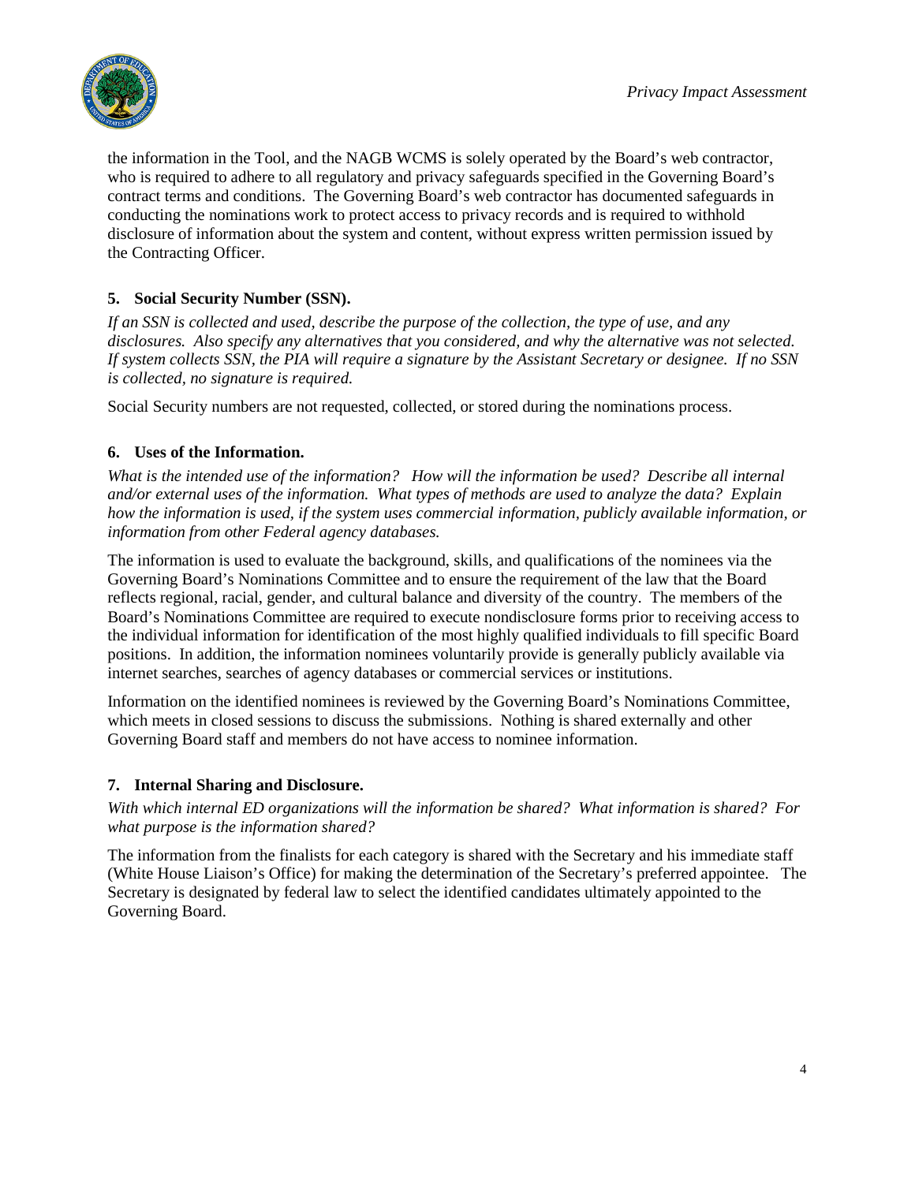the information in the Tool, and the NAGB WCMS is solely operated by the Board's web contractor, who is required to adhere to all regulatory and privacy safeguards specified in the Governing Board's contract terms and conditions. The Governing Board's web contractor has documented safeguards in conducting the nominations work to protect access to privacy records and is required to withhold disclosure of information about the system and content, without express written permission issued by the Contracting Officer.

### 5. Social Security Number (SSN).

*If an SSN is collected and used, describe the purpose of the collection, the type of use, and any disclosures. Also specify any alternatives that you considered, and why the alternative was not selected. If system collects SSN, the PIA will require a signature by the Assistant Secretary or designee. If no SSN is collected, no signature is required.*

Social Security numbers are not requested, collected, or stored during the nominations process.

### 6. Uses of the Information.

*What is the intended use of the information? How will the information be used? Describe all internal and/or external uses of the information. What types of methods are used to analyze the data? Explain how the information is used, if the system uses commercial information, publicly available information, or information from other Federal agency databases.*

The information is used to evaluate the background, skills, and qualifications of the nominees via the Governing Board's Nominations Committee and to ensure the requirement of the law that the Board reflects regional, racial, gender, and cultural balance and diversity of the country. The members of the Board's Nominations Committee are required to execute nondisclosure forms prior to receiving access to the individual information for identification of the most highly qualified individuals to fill specific Board positions. In addition, the information nominees voluntarily provide is generally publicly available via internet searches, searches of agency databases or commercial services or institutions.

Information on the identified nominees is reviewed by the Governing Board's Nominations Committee, which meets in closed sessions to discuss the submissions. Nothing is shared externally and other Governing Board staff and members do not have access to nominee information.

### 7. Internal Sharing and Disclosure.

*With which internal ED organizations will the information be shared? What information is shared? For what purpose is the information shared?*

The information from the finalists for each category is shared with the Secretary and his immediate staff (White House Liaison's Office) for making the determination of the Secretary's preferred appointee. The Secretary is designated by federal law to select the identified candidates ultimately appointed to the Governing Board.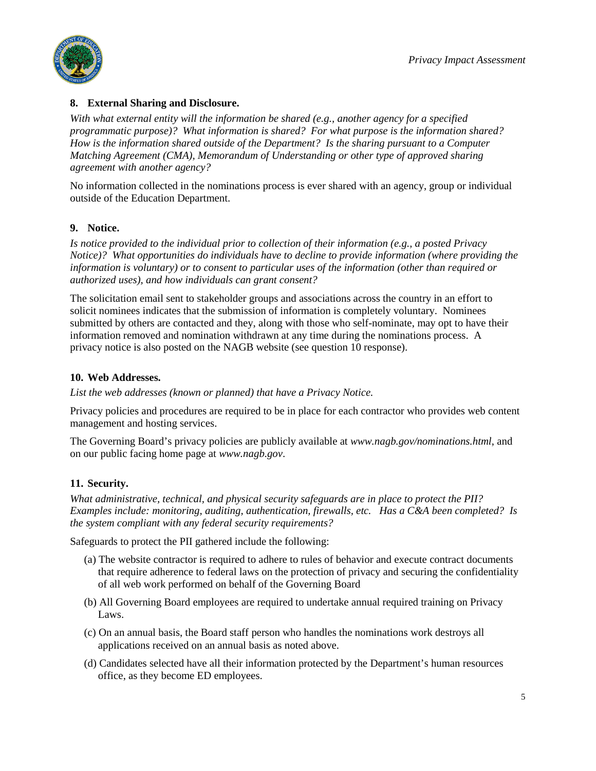### 8. External Sharing and Disclosure.

*With what external entity will the information be shared (e.g., another agency for a specified programmatic purpose)? What information is shared? For what purpose is the information shared? How is the information shared outside of the Department? Is the sharing pursuant to a Computer Matching Agreement (CMA), Memorandum of Understanding or other type of approved sharing agreement with another agency?*

No information collected in the nominations process is ever shared with an agency, group or individual outside of the Education Department.

### 9. Notice.

*Is notice provided to the individual prior to collection of their information (e.g., a posted Privacy Notice)? What opportunities do individuals have to decline to provide information (where providing the information is voluntary) or to consent to particular uses of the information (other than required or authorized uses), and how individuals can grant consent?*

The solicitation email sent to stakeholder groups and associations across the country in an effort to solicit nominees indicates that the submission of information is completely voluntary. Nominees submitted by others are contacted and they, along with those who self-nominate, may opt to have their information removed and nomination withdrawn at any time during the nominations process. A privacy notice is also posted on the NAGB website (see question 10 response).

### 10. Web Addresses.

*List the web addresses (known or planned) that have a Privacy Notice.*

Privacy policies and procedures are required to be in place for each contractor who provides web content management and hosting services.

The Governing Board's privacy policies are publicly available at *www.nagb.gov/nominations.html*, and on our public facing home page at *www.nagb.gov*.

### 11. Security.

*What administrative, technical, and physical security safeguards are in place to protect the PII? Examples include: monitoring, auditing, authentication, firewalls, etc. Has a C&A been completed? Is the system compliant with any federal security requirements?*

Safeguards to protect the PII gathered include the following:

(a) The website contractor is required to adhere to rules of behavior and execute contract documents that require adherence to federal laws on the protection of privacy and securing the confidentiality of all web work performed on behalf of the Governing Board

(b) All Governing Board employees are required to undertake annual required training on Privacy Laws.

(c) On an annual basis, the Board staff person who handles the nominations work destroys all applications received on an annual basis as noted above.

(d) Candidates selected have all their information protected by the Department's human resources office, as they become ED employees.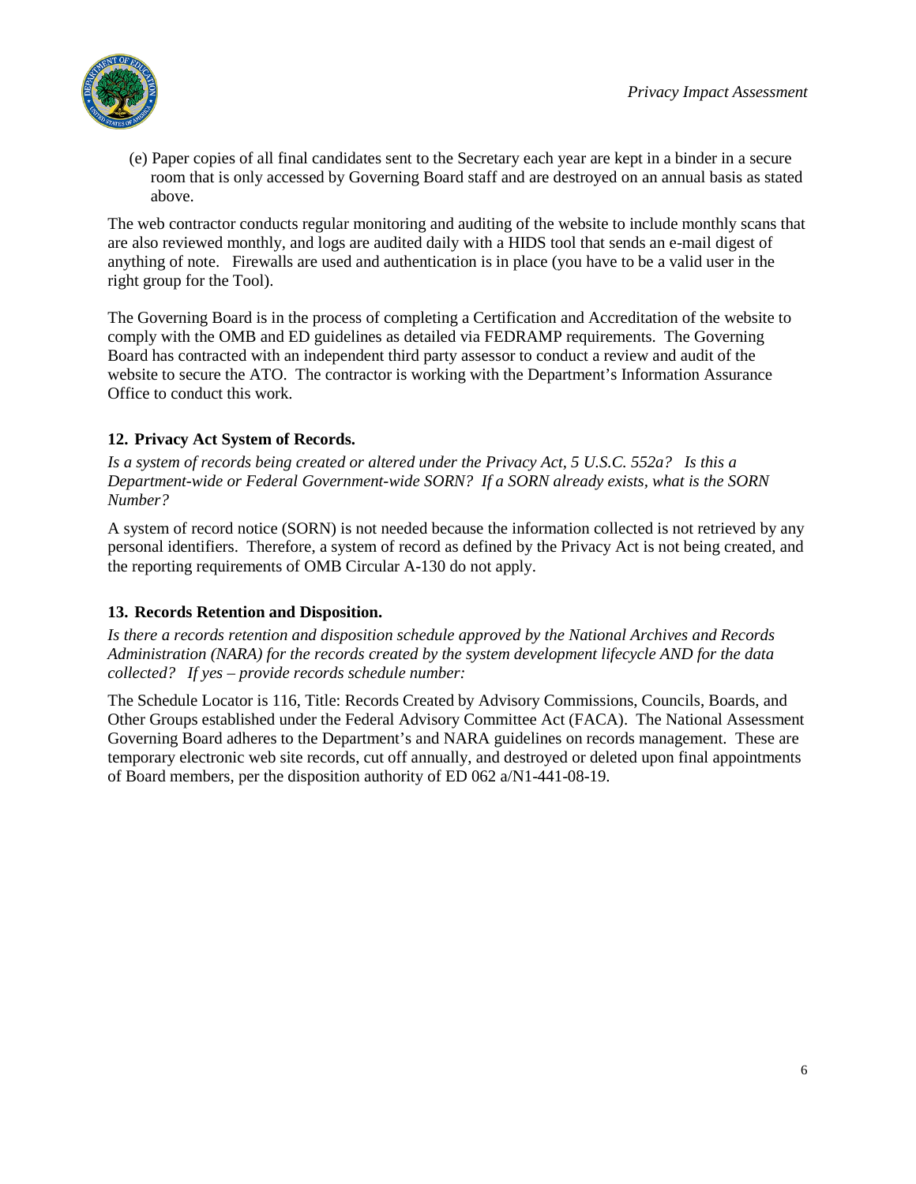(e) Paper copies of all final candidates sent to the Secretary each year are kept in a binder in a secure room that is only accessed by Governing Board staff and are destroyed on an annual basis as stated above.

The web contractor conducts regular monitoring and auditing of the website to include monthly scans that are also reviewed monthly, and logs are audited daily with a HIDS tool that sends an e-mail digest of anything of note. Firewalls are used and authentication is in place (you have to be a valid user in the right group for the Tool).

The Governing Board is in the process of completing a Certification and Accreditation of the website to comply with the OMB and ED guidelines as detailed via FEDRAMP requirements. The Governing Board has contracted with an independent third party assessor to conduct a review and audit of the website to secure the ATO. The contractor is working with the Department's Information Assurance Office to conduct this work.

### 12. Privacy Act System of Records.

*Is a system of records being created or altered under the Privacy Act, 5 U.S.C. 552a? Is this a Department-wide or Federal Government-wide SORN? If a SORN already exists, what is the SORN Number?*

A system of record notice (SORN) is not needed because the information collected is not retrieved by any personal identifiers. Therefore, a system of record as defined by the Privacy Act is not being created, and the reporting requirements of OMB Circular A-130 do not apply.

### 13. Records Retention and Disposition.

*Is there a records retention and disposition schedule approved by the National Archives and Records Administration (NARA) for the records created by the system development lifecycle AND for the data collected? If yes – provide records schedule number:*

The Schedule Locator is 116, Title: Records Created by Advisory Commissions, Councils, Boards, and Other Groups established under the Federal Advisory Committee Act (FACA). The National Assessment Governing Board adheres to the Department's and NARA guidelines on records management. These are temporary electronic web site records, cut off annually, and destroyed or deleted upon final appointments of Board members, per the disposition authority of ED 062 a/N1-441-08-19.